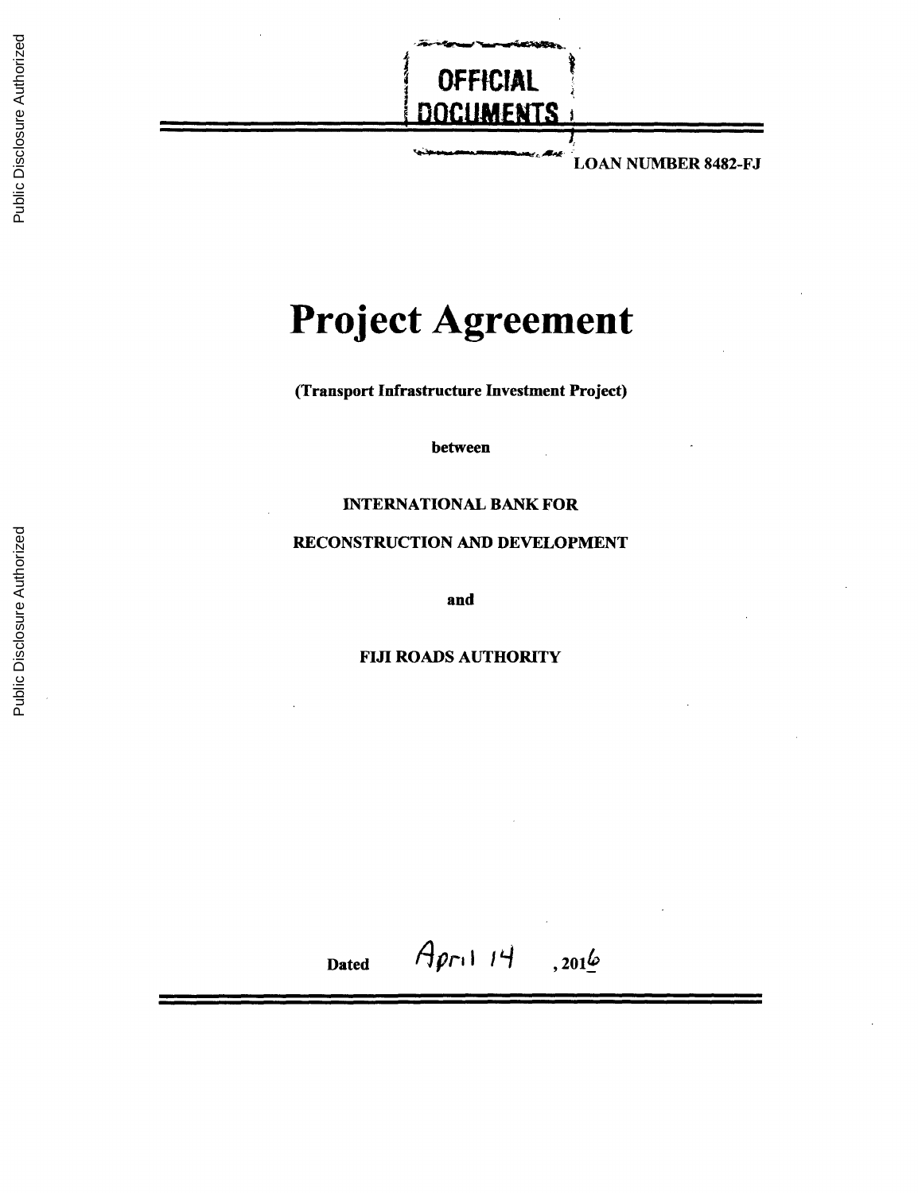OFFICIAL DOCUMENTS

LOAN NUMBER 8482-FJ

# Project Agreement

**(Transport Infrastructure Investment Project)**

**between**

**INTERNATIONAL BANK FOR RECONSTRUCTION AND DEVELOPMENT**

**and**

**FIJI ROADS AUTHORITY**

**Dated** April 14, 2016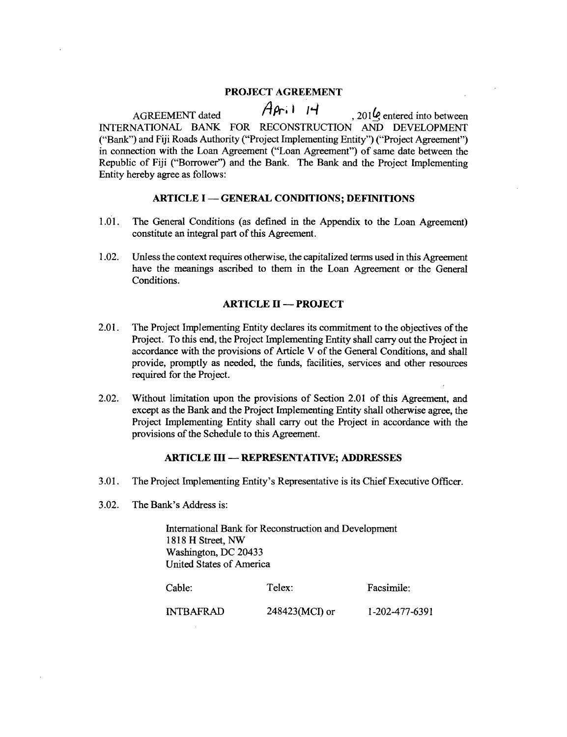# PROJECT AGREEMENT

AGREEMENT dated April 14, 2016 entered into between INTERNATIONAL BANK FOR RECONSTRUCTION AND DEVELOPMENT ("Bank") and Fiji Roads Authority ("Project Implementing Entity") ("Project Agreement") in connection with the Loan Agreement ("Loan Agreement") of same date between the Republic of Fiji ("Borrower") and the Bank. The Bank and the Project Implementing Entity hereby agree as follows:

## ARTICLE I — GENERAL CONDITIONS; DEFINITIONS

1.01. The General Conditions (as defined in the Appendix to the Loan Agreement) constitute an integral part of this Agreement.

1.02. Unless the context requires otherwise, the capitalized terms used in this Agreement have the meanings ascribed to them in the Loan Agreement or the General Conditions.

## ARTICLE II — PROJECT

2.01. The Project Implementing Entity declares its commitment to the objectives of the Project. To this end, the Project Implementing Entity shall carry out the Project in accordance with the provisions of Article V of the General Conditions, and shall provide, promptly as needed, the funds, facilities, services and other resources required for the Project.

2.02. Without limitation upon the provisions of Section 2.01 of this Agreement, and except as the Bank and the Project Implementing Entity shall otherwise agree, the Project Implementing Entity shall carry out the Project in accordance with the provisions of the Schedule to this Agreement.

## ARTICLE III — REPRESENTATIVE; ADDRESSES

3.01. The Project Implementing Entity's Representative is its Chief Executive Officer.

3.02. The Bank's Address is:

International Bank for Reconstruction and Development
1818 H Street, NW
Washington, DC 20433
United States of America

| Cable: | Telex: | Facsimile: |
|---|---|---|
| INTBAFRAD | 248423(MCI) or | 1-202-477-6391 |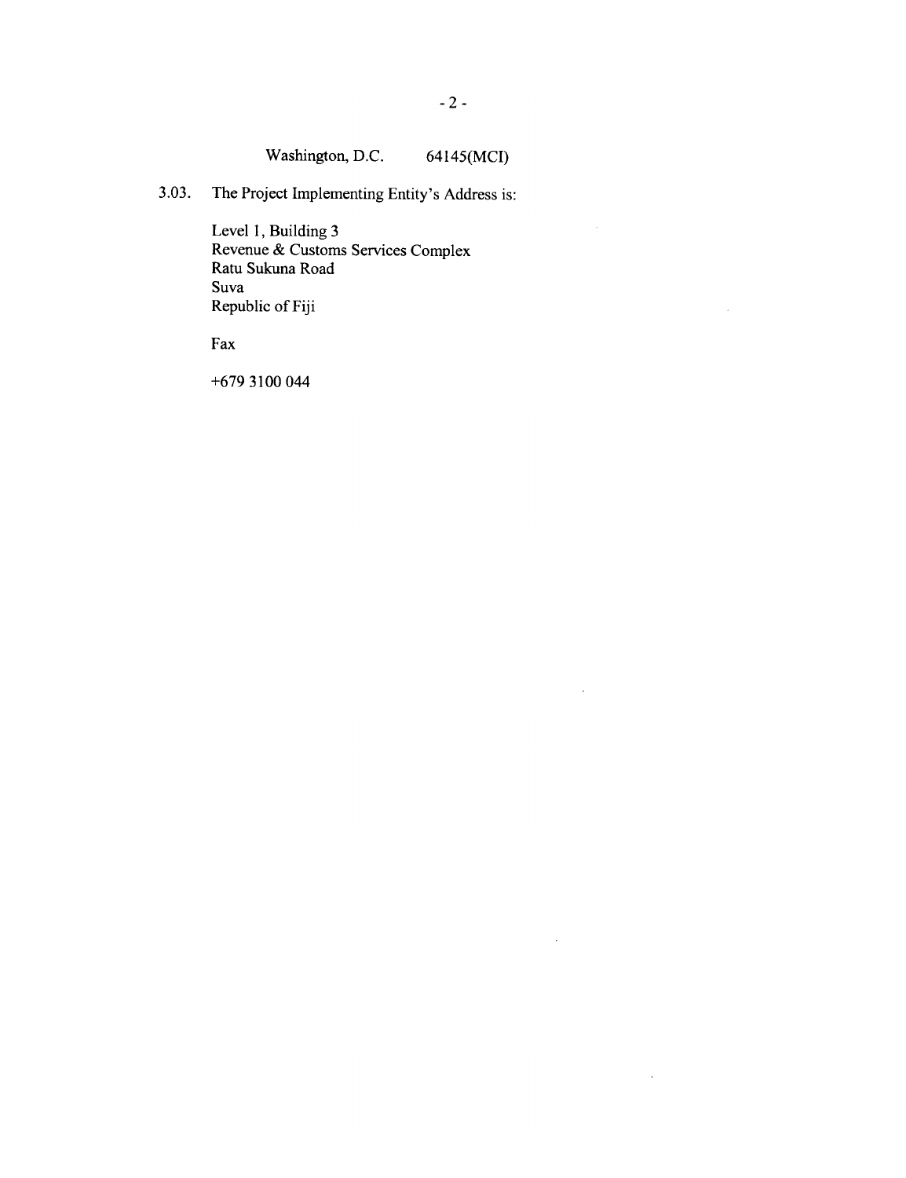Washington, D.C. 64145(MCI)

3.03. The Project Implementing Entity's Address is:

Level 1, Building 3
Revenue & Customs Services Complex
Ratu Sukuna Road
Suva
Republic of Fiji

Fax

+679 3100 044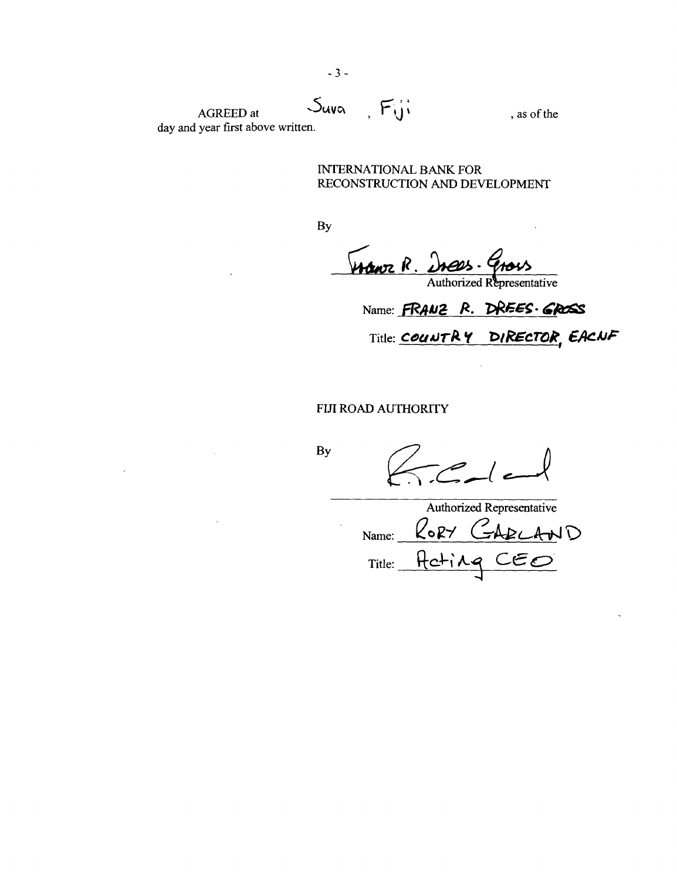AGREED at Suva, Fiji, as of the day and year first above written.

INTERNATIONAL BANK FOR RECONSTRUCTION AND DEVELOPMENT

By

Franz R. Drees-Gross

Authorized Representative

Name: FRANZ R. DREES-GROSS

Title: COUNTRY DIRECTOR, EACNF

FIJI ROAD AUTHORITY

By

Authorized Representative

Name: RORY GARLAND

Title: Acting CEO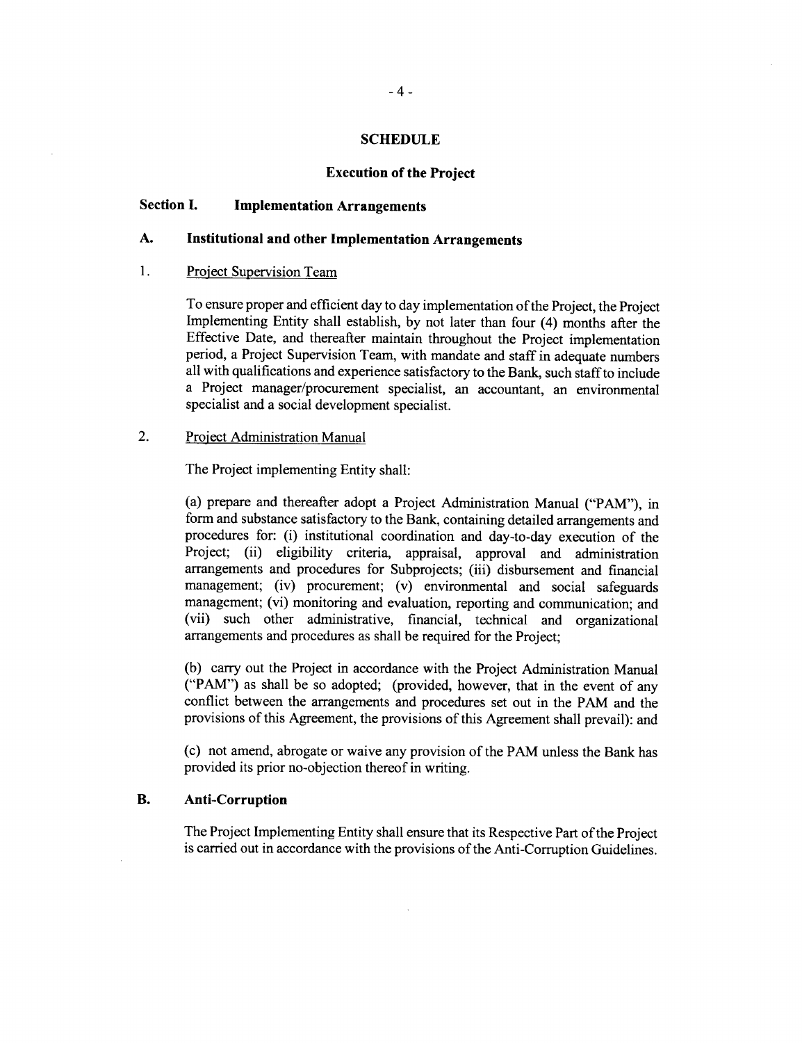# SCHEDULE

## Execution of the Project

### Section I. Implementation Arrangements

### A. Institutional and other Implementation Arrangements

1. Project Supervision Team

To ensure proper and efficient day to day implementation of the Project, the Project Implementing Entity shall establish, by not later than four (4) months after the Effective Date, and thereafter maintain throughout the Project implementation period, a Project Supervision Team, with mandate and staff in adequate numbers all with qualifications and experience satisfactory to the Bank, such staff to include a Project manager/procurement specialist, an accountant, an environmental specialist and a social development specialist.

2. Project Administration Manual

The Project implementing Entity shall:

(a) prepare and thereafter adopt a Project Administration Manual ("PAM"), in form and substance satisfactory to the Bank, containing detailed arrangements and procedures for: (i) institutional coordination and day-to-day execution of the Project; (ii) eligibility criteria, appraisal, approval and administration arrangements and procedures for Subprojects; (iii) disbursement and financial management; (iv) procurement; (v) environmental and social safeguards management; (vi) monitoring and evaluation, reporting and communication; and (vii) such other administrative, financial, technical and organizational arrangements and procedures as shall be required for the Project;

(b) carry out the Project in accordance with the Project Administration Manual ("PAM") as shall be so adopted; (provided, however, that in the event of any conflict between the arrangements and procedures set out in the PAM and the provisions of this Agreement, the provisions of this Agreement shall prevail): and

(c) not amend, abrogate or waive any provision of the PAM unless the Bank has provided its prior no-objection thereof in writing.

### B. Anti-Corruption

The Project Implementing Entity shall ensure that its Respective Part of the Project is carried out in accordance with the provisions of the Anti-Corruption Guidelines.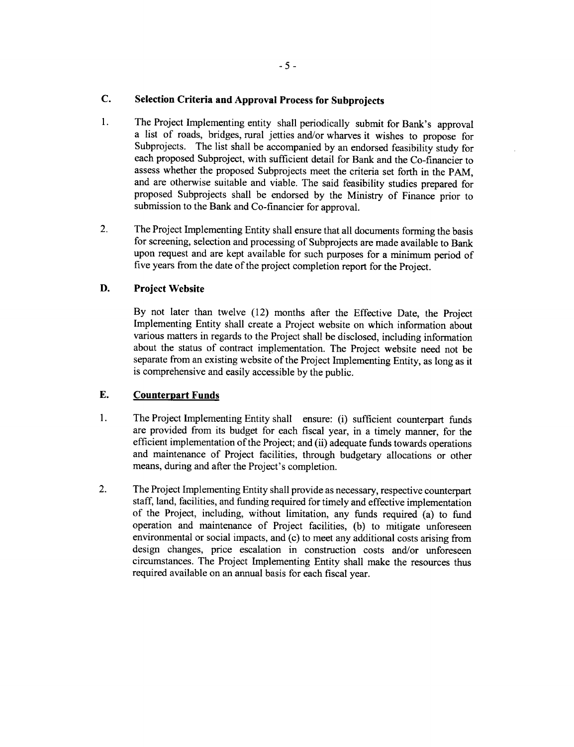## C. Selection Criteria and Approval Process for Subprojects

1. The Project Implementing entity shall periodically submit for Bank's approval a list of roads, bridges, rural jetties and/or wharves it wishes to propose for Subprojects. The list shall be accompanied by an endorsed feasibility study for each proposed Subproject, with sufficient detail for Bank and the Co-financier to assess whether the proposed Subprojects meet the criteria set forth in the PAM, and are otherwise suitable and viable. The said feasibility studies prepared for proposed Subprojects shall be endorsed by the Ministry of Finance prior to submission to the Bank and Co-financier for approval.

2. The Project Implementing Entity shall ensure that all documents forming the basis for screening, selection and processing of Subprojects are made available to Bank upon request and are kept available for such purposes for a minimum period of five years from the date of the project completion report for the Project.

## D. Project Website

By not later than twelve (12) months after the Effective Date, the Project Implementing Entity shall create a Project website on which information about various matters in regards to the Project shall be disclosed, including information about the status of contract implementation. The Project website need not be separate from an existing website of the Project Implementing Entity, as long as it is comprehensive and easily accessible by the public.

## E. Counterpart Funds

1. The Project Implementing Entity shall ensure: (i) sufficient counterpart funds are provided from its budget for each fiscal year, in a timely manner, for the efficient implementation of the Project; and (ii) adequate funds towards operations and maintenance of Project facilities, through budgetary allocations or other means, during and after the Project's completion.

2. The Project Implementing Entity shall provide as necessary, respective counterpart staff, land, facilities, and funding required for timely and effective implementation of the Project, including, without limitation, any funds required (a) to fund operation and maintenance of Project facilities, (b) to mitigate unforeseen environmental or social impacts, and (c) to meet any additional costs arising from design changes, price escalation in construction costs and/or unforeseen circumstances. The Project Implementing Entity shall make the resources thus required available on an annual basis for each fiscal year.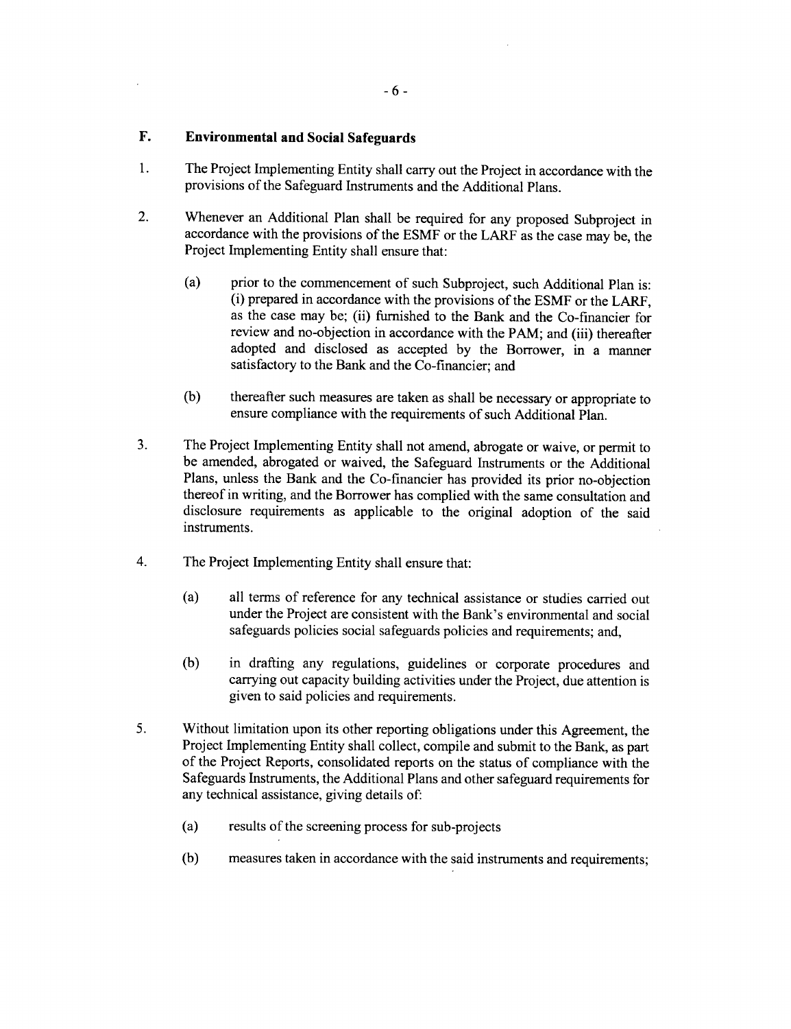## F. Environmental and Social Safeguards

1. The Project Implementing Entity shall carry out the Project in accordance with the provisions of the Safeguard Instruments and the Additional Plans.

2. Whenever an Additional Plan shall be required for any proposed Subproject in accordance with the provisions of the ESMF or the LARF as the case may be, the Project Implementing Entity shall ensure that:

   (a) prior to the commencement of such Subproject, such Additional Plan is: (i) prepared in accordance with the provisions of the ESMF or the LARF, as the case may be; (ii) furnished to the Bank and the Co-financier for review and no-objection in accordance with the PAM; and (iii) thereafter adopted and disclosed as accepted by the Borrower, in a manner satisfactory to the Bank and the Co-financier; and

   (b) thereafter such measures are taken as shall be necessary or appropriate to ensure compliance with the requirements of such Additional Plan.

3. The Project Implementing Entity shall not amend, abrogate or waive, or permit to be amended, abrogated or waived, the Safeguard Instruments or the Additional Plans, unless the Bank and the Co-financier has provided its prior no-objection thereof in writing, and the Borrower has complied with the same consultation and disclosure requirements as applicable to the original adoption of the said instruments.

4. The Project Implementing Entity shall ensure that:

   (a) all terms of reference for any technical assistance or studies carried out under the Project are consistent with the Bank's environmental and social safeguards policies social safeguards policies and requirements; and,

   (b) in drafting any regulations, guidelines or corporate procedures and carrying out capacity building activities under the Project, due attention is given to said policies and requirements.

5. Without limitation upon its other reporting obligations under this Agreement, the Project Implementing Entity shall collect, compile and submit to the Bank, as part of the Project Reports, consolidated reports on the status of compliance with the Safeguards Instruments, the Additional Plans and other safeguard requirements for any technical assistance, giving details of:

   (a) results of the screening process for sub-projects

   (b) measures taken in accordance with the said instruments and requirements;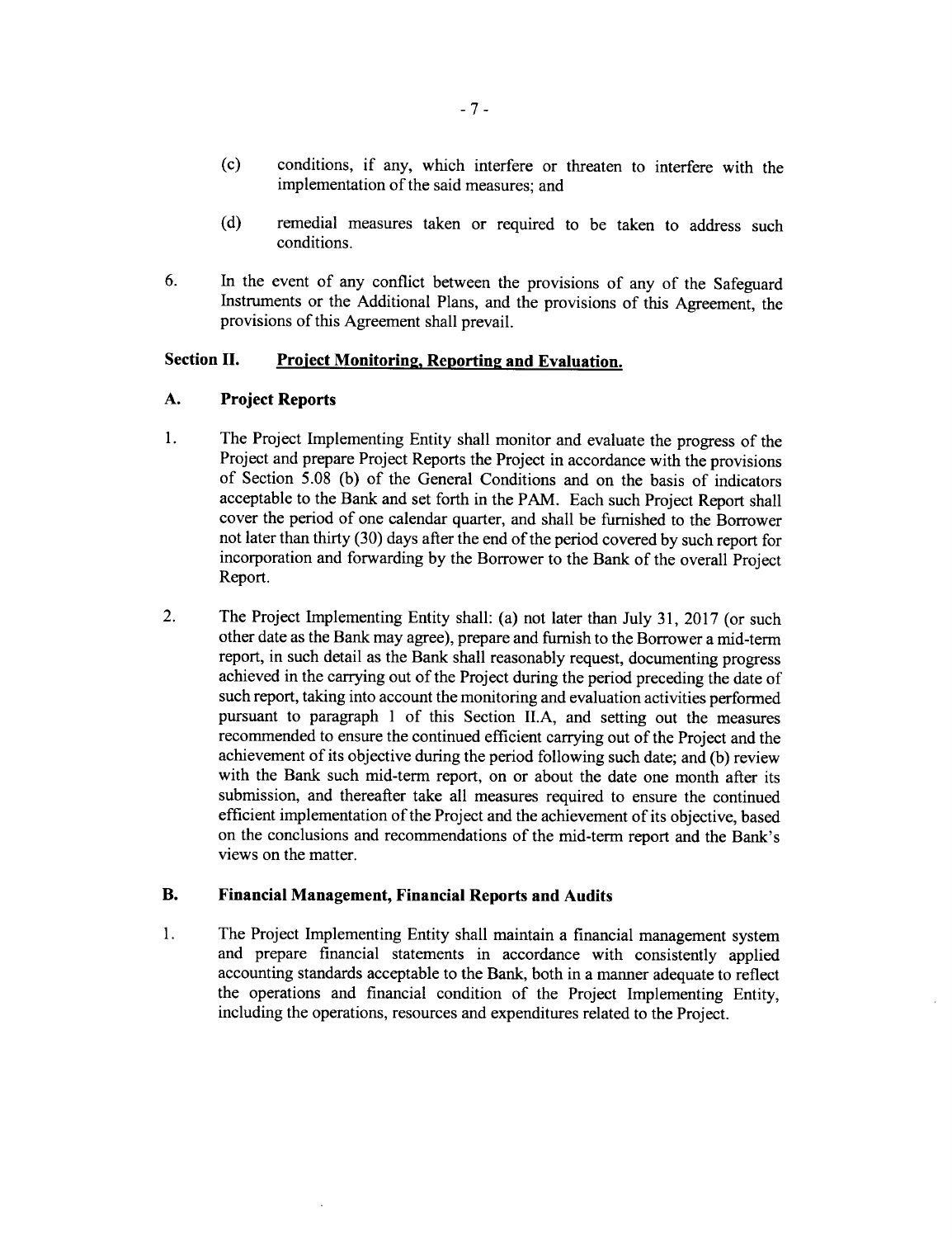(c) conditions, if any, which interfere or threaten to interfere with the implementation of the said measures; and

(d) remedial measures taken or required to be taken to address such conditions.

6. In the event of any conflict between the provisions of any of the Safeguard Instruments or the Additional Plans, and the provisions of this Agreement, the provisions of this Agreement shall prevail.

## Section II. Project Monitoring, Reporting and Evaluation.

### A. Project Reports

1. The Project Implementing Entity shall monitor and evaluate the progress of the Project and prepare Project Reports the Project in accordance with the provisions of Section 5.08 (b) of the General Conditions and on the basis of indicators acceptable to the Bank and set forth in the PAM. Each such Project Report shall cover the period of one calendar quarter, and shall be furnished to the Borrower not later than thirty (30) days after the end of the period covered by such report for incorporation and forwarding by the Borrower to the Bank of the overall Project Report.

2. The Project Implementing Entity shall: (a) not later than July 31, 2017 (or such other date as the Bank may agree), prepare and furnish to the Borrower a mid-term report, in such detail as the Bank shall reasonably request, documenting progress achieved in the carrying out of the Project during the period preceding the date of such report, taking into account the monitoring and evaluation activities performed pursuant to paragraph 1 of this Section II.A, and setting out the measures recommended to ensure the continued efficient carrying out of the Project and the achievement of its objective during the period following such date; and (b) review with the Bank such mid-term report, on or about the date one month after its submission, and thereafter take all measures required to ensure the continued efficient implementation of the Project and the achievement of its objective, based on the conclusions and recommendations of the mid-term report and the Bank's views on the matter.

### B. Financial Management, Financial Reports and Audits

1. The Project Implementing Entity shall maintain a financial management system and prepare financial statements in accordance with consistently applied accounting standards acceptable to the Bank, both in a manner adequate to reflect the operations and financial condition of the Project Implementing Entity, including the operations, resources and expenditures related to the Project.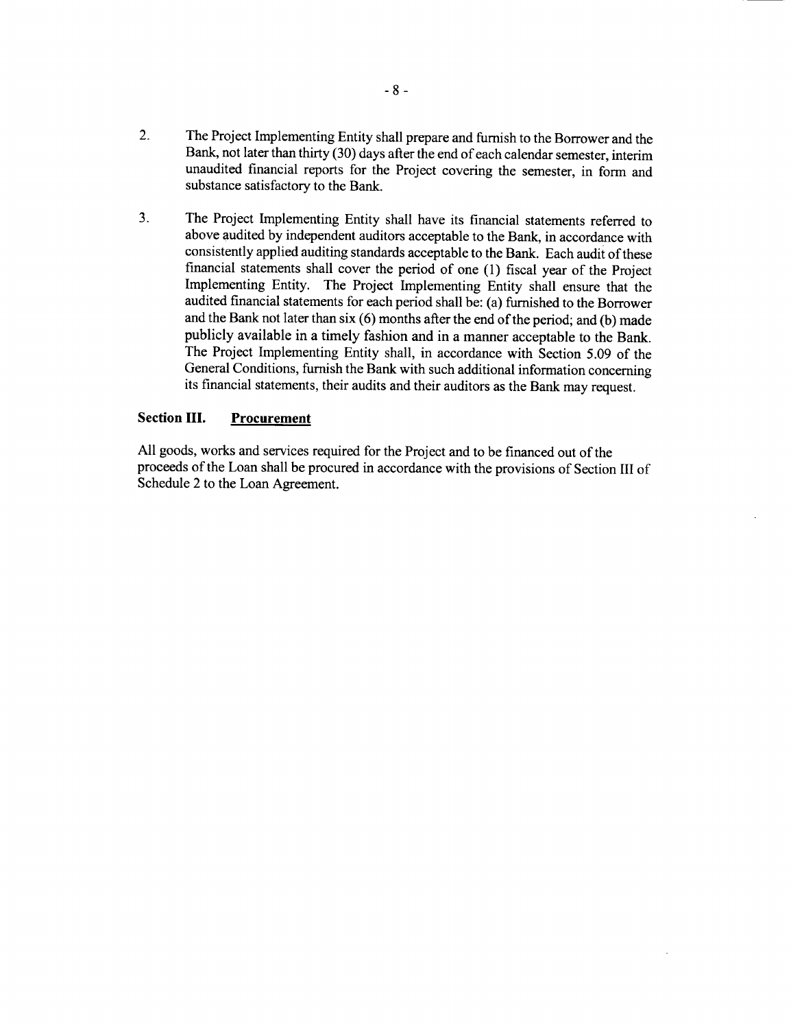2. The Project Implementing Entity shall prepare and furnish to the Borrower and the Bank, not later than thirty (30) days after the end of each calendar semester, interim unaudited financial reports for the Project covering the semester, in form and substance satisfactory to the Bank.

3. The Project Implementing Entity shall have its financial statements referred to above audited by independent auditors acceptable to the Bank, in accordance with consistently applied auditing standards acceptable to the Bank. Each audit of these financial statements shall cover the period of one (1) fiscal year of the Project Implementing Entity. The Project Implementing Entity shall ensure that the audited financial statements for each period shall be: (a) furnished to the Borrower and the Bank not later than six (6) months after the end of the period; and (b) made publicly available in a timely fashion and in a manner acceptable to the Bank. The Project Implementing Entity shall, in accordance with Section 5.09 of the General Conditions, furnish the Bank with such additional information concerning its financial statements, their audits and their auditors as the Bank may request.

### Section III. Procurement

All goods, works and services required for the Project and to be financed out of the proceeds of the Loan shall be procured in accordance with the provisions of Section III of Schedule 2 to the Loan Agreement.